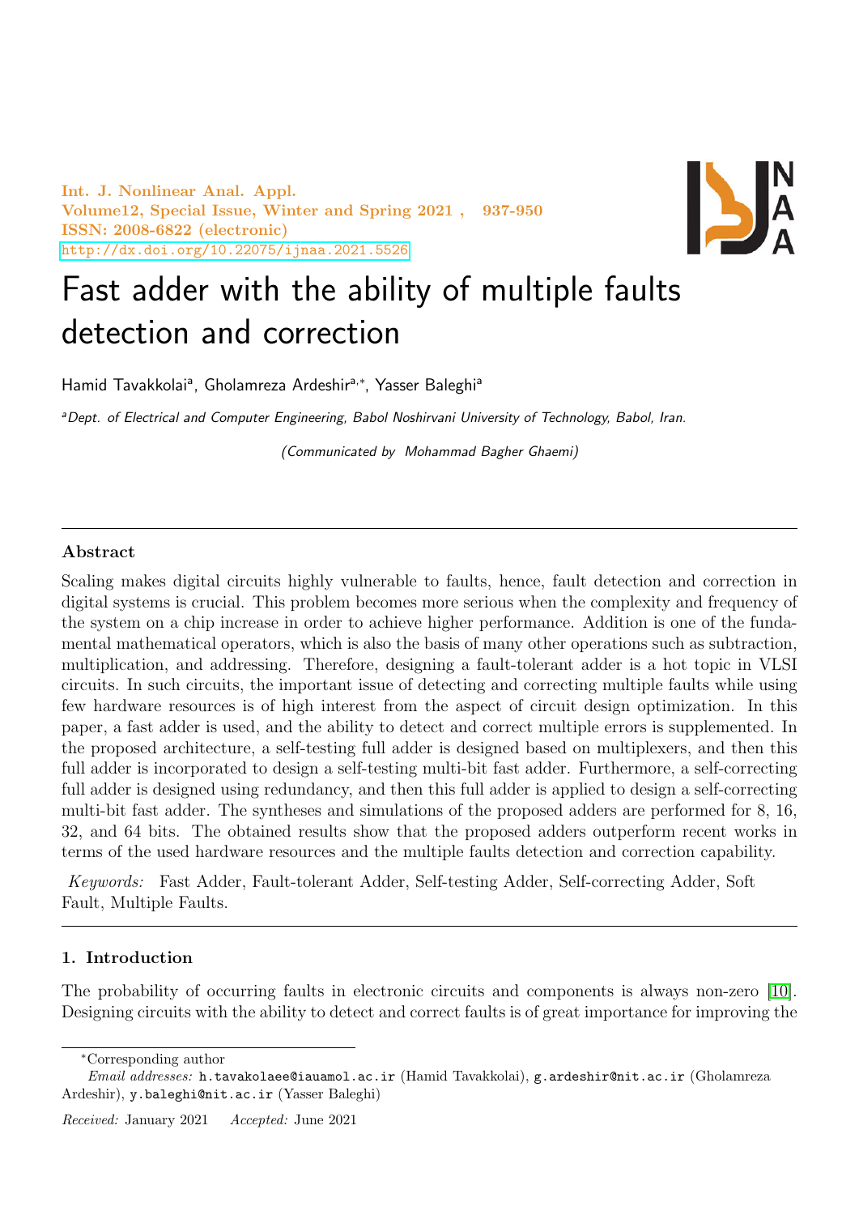# Fast adder with the ability of multiple faults detection and correction

Hamid Tavakkolai[a], Gholamreza Ardeshir[a,*], Yasser Baleghi[a]

[a]*Dept. of Electrical and Computer Engineering, Babol Noshirvani University of Technology, Babol, Iran.*

*(Communicated by Mohammad Bagher Ghaemi)*

---

## Abstract

Scaling makes digital circuits highly vulnerable to faults, hence, fault detection and correction in digital systems is crucial. This problem becomes more serious when the complexity and frequency of the system on a chip increase in order to achieve higher performance. Addition is one of the fundamental mathematical operators, which is also the basis of many other operations such as subtraction, multiplication, and addressing. Therefore, designing a fault-tolerant adder is a hot topic in VLSI circuits. In such circuits, the important issue of detecting and correcting multiple faults while using few hardware resources is of high interest from the aspect of circuit design optimization. In this paper, a fast adder is used, and the ability to detect and correct multiple errors is supplemented. In the proposed architecture, a self-testing full adder is designed based on multiplexers, and then this full adder is incorporated to design a self-testing multi-bit fast adder. Furthermore, a self-correcting full adder is designed using redundancy, and then this full adder is applied to design a self-correcting multi-bit fast adder. The syntheses and simulations of the proposed adders are performed for 8, 16, 32, and 64 bits. The obtained results show that the proposed adders outperform recent works in terms of the used hardware resources and the multiple faults detection and correction capability.

*Keywords:* Fast Adder, Fault-tolerant Adder, Self-testing Adder, Self-correcting Adder, Soft Fault, Multiple Faults.

---

## 1. Introduction

The probability of occurring faults in electronic circuits and components is always non-zero [10]. Designing circuits with the ability to detect and correct faults is of great importance for improving the

---

*Corresponding author

*Email addresses:* h.tavakolaee@iauamol.ac.ir (Hamid Tavakkolai), g.ardeshir@nit.ac.ir (Gholamreza Ardeshir), y.baleghi@nit.ac.ir (Yasser Baleghi)

*Received:* January 2021 *Accepted:* June 2021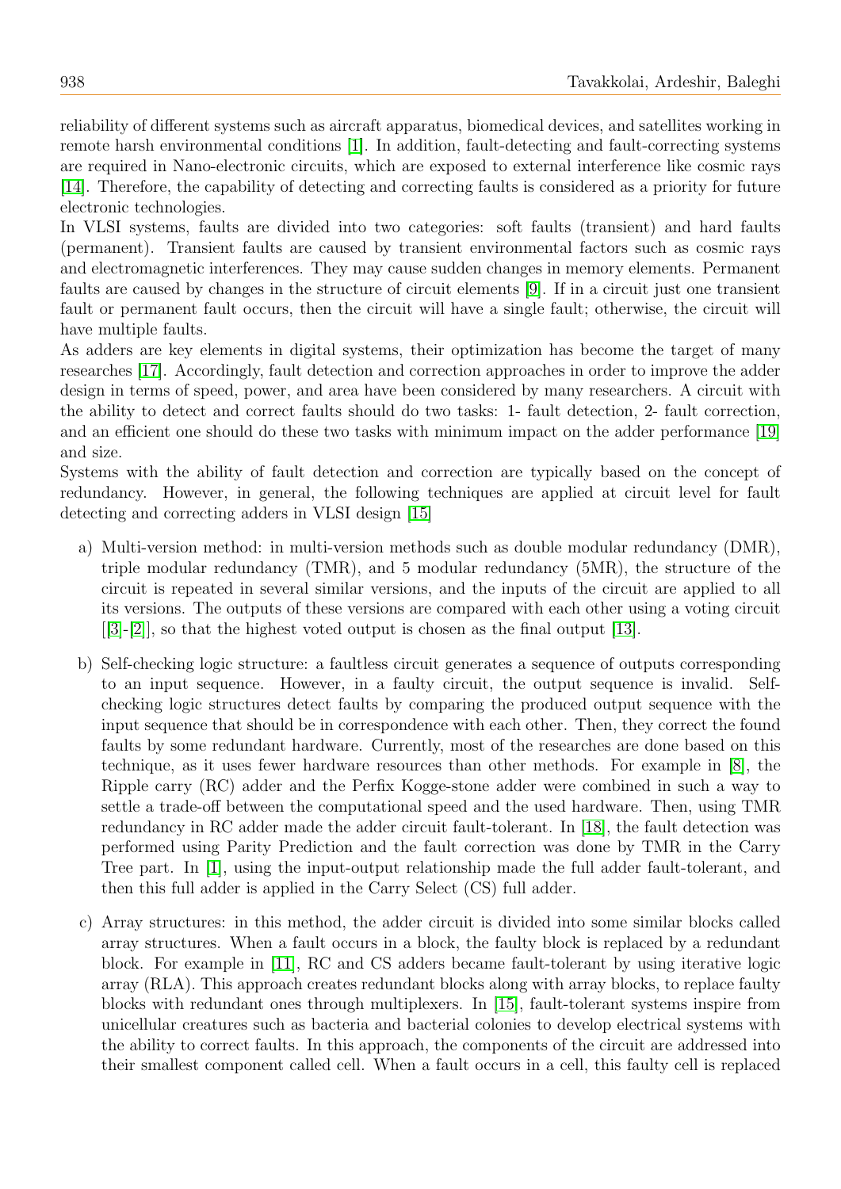reliability of different systems such as aircraft apparatus, biomedical devices, and satellites working in remote harsh environmental conditions [1]. In addition, fault-detecting and fault-correcting systems are required in Nano-electronic circuits, which are exposed to external interference like cosmic rays [14]. Therefore, the capability of detecting and correcting faults is considered as a priority for future electronic technologies.

In VLSI systems, faults are divided into two categories: soft faults (transient) and hard faults (permanent). Transient faults are caused by transient environmental factors such as cosmic rays and electromagnetic interferences. They may cause sudden changes in memory elements. Permanent faults are caused by changes in the structure of circuit elements [9]. If in a circuit just one transient fault or permanent fault occurs, then the circuit will have a single fault; otherwise, the circuit will have multiple faults.

As adders are key elements in digital systems, their optimization has become the target of many researches [17]. Accordingly, fault detection and correction approaches in order to improve the adder design in terms of speed, power, and area have been considered by many researchers. A circuit with the ability to detect and correct faults should do two tasks: 1- fault detection, 2- fault correction, and an efficient one should do these two tasks with minimum impact on the adder performance [19] and size.

Systems with the ability of fault detection and correction are typically based on the concept of redundancy. However, in general, the following techniques are applied at circuit level for fault detecting and correcting adders in VLSI design [15]

a) Multi-version method: in multi-version methods such as double modular redundancy (DMR), triple modular redundancy (TMR), and 5 modular redundancy (5MR), the structure of the circuit is repeated in several similar versions, and the inputs of the circuit are applied to all its versions. The outputs of these versions are compared with each other using a voting circuit [[3]-[2]], so that the highest voted output is chosen as the final output [13].

b) Self-checking logic structure: a faultless circuit generates a sequence of outputs corresponding to an input sequence. However, in a faulty circuit, the output sequence is invalid. Self-checking logic structures detect faults by comparing the produced output sequence with the input sequence that should be in correspondence with each other. Then, they correct the found faults by some redundant hardware. Currently, most of the researches are done based on this technique, as it uses fewer hardware resources than other methods. For example in [8], the Ripple carry (RC) adder and the Perfix Kogge-stone adder were combined in such a way to settle a trade-off between the computational speed and the used hardware. Then, using TMR redundancy in RC adder made the adder circuit fault-tolerant. In [18], the fault detection was performed using Parity Prediction and the fault correction was done by TMR in the Carry Tree part. In [1], using the input-output relationship made the full adder fault-tolerant, and then this full adder is applied in the Carry Select (CS) full adder.

c) Array structures: in this method, the adder circuit is divided into some similar blocks called array structures. When a fault occurs in a block, the faulty block is replaced by a redundant block. For example in [11], RC and CS adders became fault-tolerant by using iterative logic array (RLA). This approach creates redundant blocks along with array blocks, to replace faulty blocks with redundant ones through multiplexers. In [15], fault-tolerant systems inspire from unicellular creatures such as bacteria and bacterial colonies to develop electrical systems with the ability to correct faults. In this approach, the components of the circuit are addressed into their smallest component called cell. When a fault occurs in a cell, this faulty cell is replaced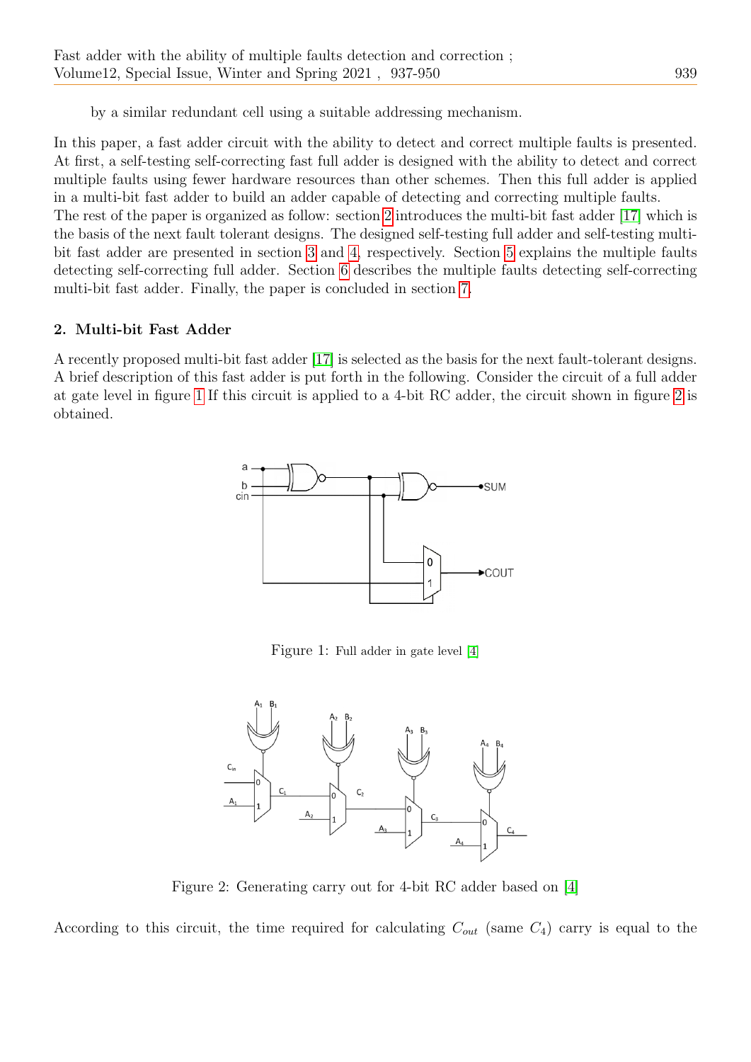by a similar redundant cell using a suitable addressing mechanism.

In this paper, a fast adder circuit with the ability to detect and correct multiple faults is presented. At first, a self-testing self-correcting fast full adder is designed with the ability to detect and correct multiple faults using fewer hardware resources than other schemes. Then this full adder is applied in a multi-bit fast adder to build an adder capable of detecting and correcting multiple faults.
The rest of the paper is organized as follow: section 2 introduces the multi-bit fast adder [17] which is the basis of the next fault tolerant designs. The designed self-testing full adder and self-testing multi-bit fast adder are presented in section 3 and 4, respectively. Section 5 explains the multiple faults detecting self-correcting full adder. Section 6 describes the multiple faults detecting self-correcting multi-bit fast adder. Finally, the paper is concluded in section 7.

## 2. Multi-bit Fast Adder

A recently proposed multi-bit fast adder [17] is selected as the basis for the next fault-tolerant designs. A brief description of this fast adder is put forth in the following. Consider the circuit of a full adder at gate level in figure 1 If this circuit is applied to a 4-bit RC adder, the circuit shown in figure 2 is obtained.

Figure 1: Full adder in gate level [4]

Figure 2: Generating carry out for 4-bit RC adder based on [4]

According to this circuit, the time required for calculating $C_{out}$ (same $C_4$) carry is equal to the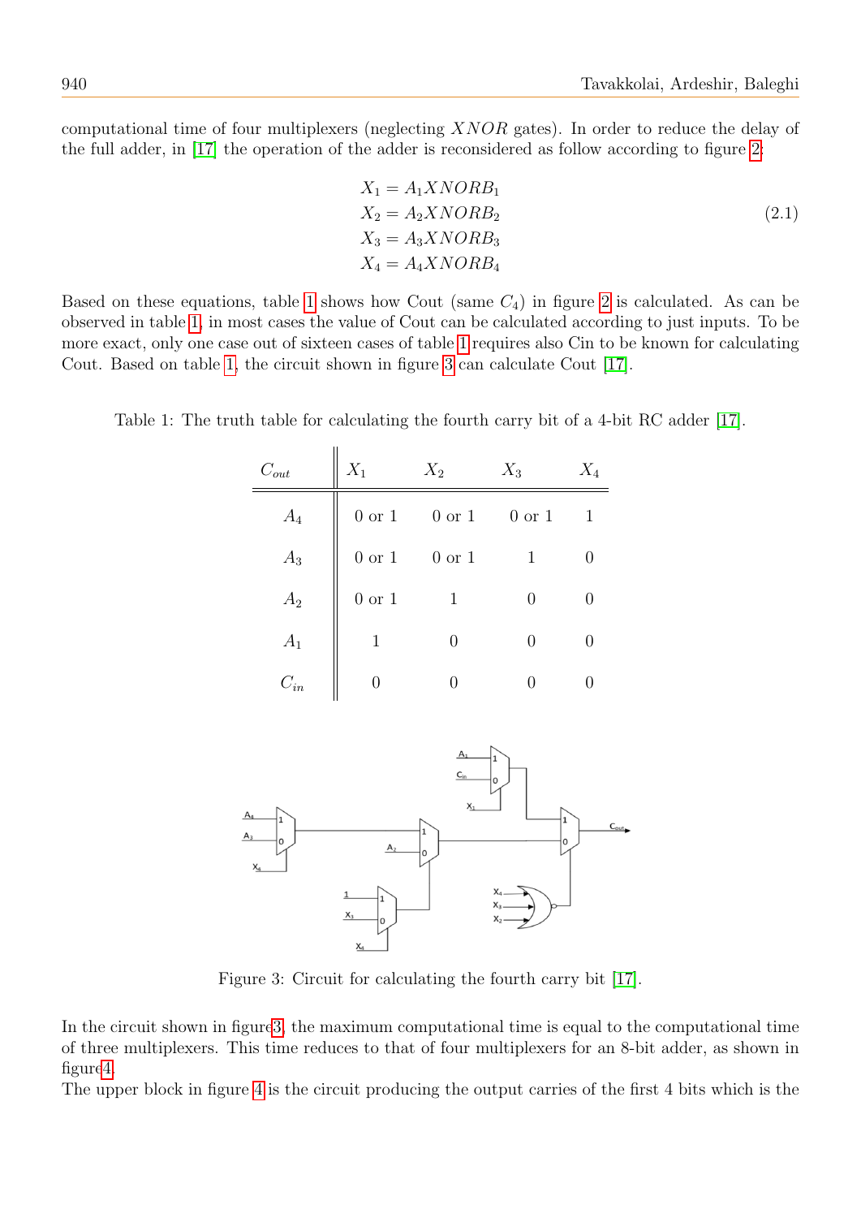computational time of four multiplexers (neglecting $XNOR$ gates). In order to reduce the delay of the full adder, in [17] the operation of the adder is reconsidered as follow according to figure 2:

$$
\begin{aligned}
X_1 &= A_1 XNOR B_1 \\
X_2 &= A_2 XNOR B_2 \\
X_3 &= A_3 XNOR B_3 \\
X_4 &= A_4 XNOR B_4
\end{aligned}
\tag{2.1}
$$

Based on these equations, table 1 shows how Cout (same $C_4$) in figure 2 is calculated. As can be observed in table 1, in most cases the value of Cout can be calculated according to just inputs. To be more exact, only one case out of sixteen cases of table 1 requires also Cin to be known for calculating Cout. Based on table 1, the circuit shown in figure 3 can calculate Cout [17].

Table 1: The truth table for calculating the fourth carry bit of a 4-bit RC adder [17].

| $C_{out}$ | $X_1$ | $X_2$ | $X_3$ | $X_4$ |
|---|---|---|---|---|
| $A_4$ | 0 or 1 | 0 or 1 | 0 or 1 | 1 |
| $A_3$ | 0 or 1 | 0 or 1 | 1 | 0 |
| $A_2$ | 0 or 1 | 1 | 0 | 0 |
| $A_1$ | 1 | 0 | 0 | 0 |
| $C_{in}$ | 0 | 0 | 0 | 0 |

Figure 3: Circuit for calculating the fourth carry bit [17].

In the circuit shown in figure3, the maximum computational time is equal to the computational time of three multiplexers. This time reduces to that of four multiplexers for an 8-bit adder, as shown in figure4.

The upper block in figure 4 is the circuit producing the output carries of the first 4 bits which is the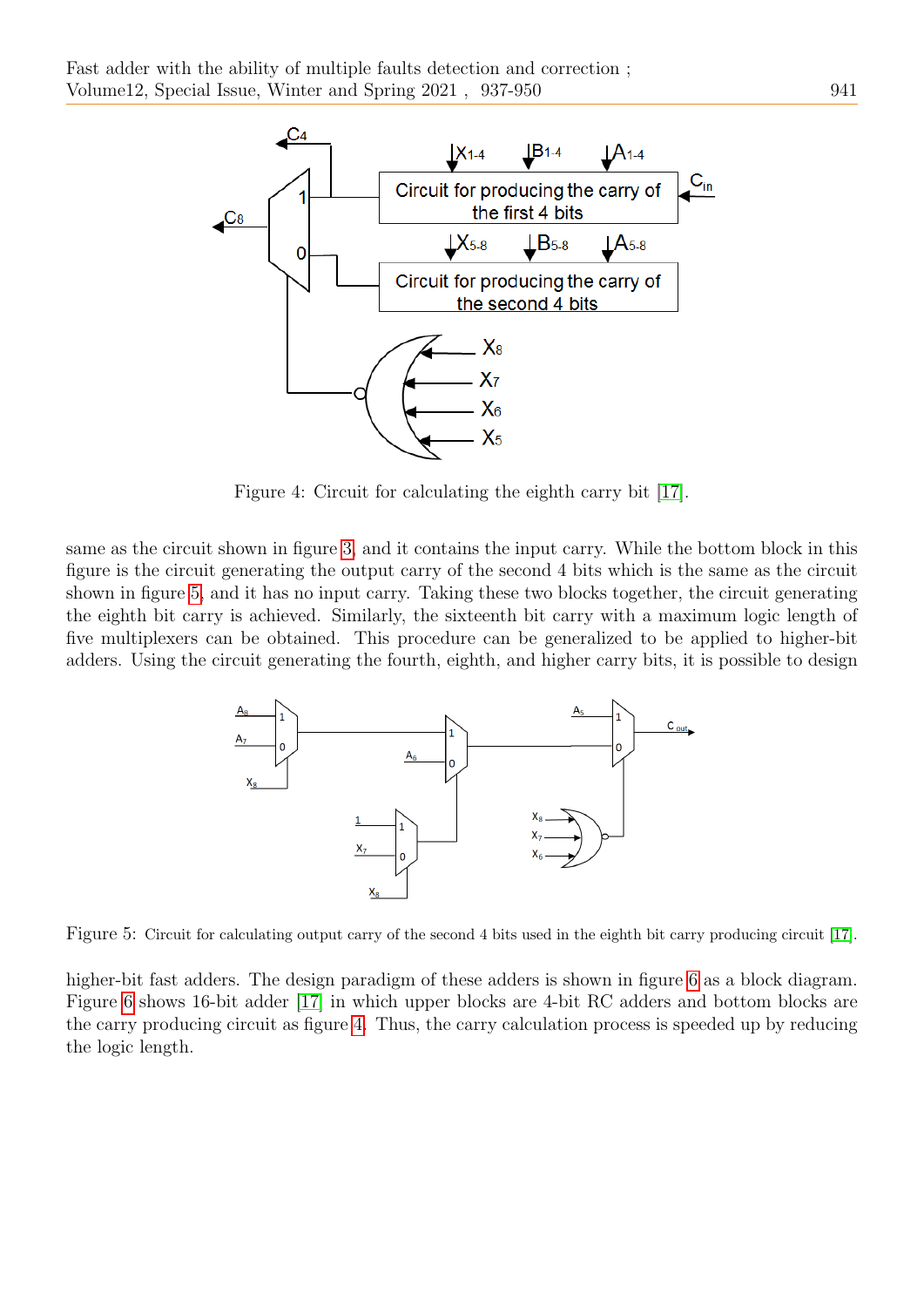Figure 4: Circuit for calculating the eighth carry bit [17].

same as the circuit shown in figure 3, and it contains the input carry. While the bottom block in this figure is the circuit generating the output carry of the second 4 bits which is the same as the circuit shown in figure 5, and it has no input carry. Taking these two blocks together, the circuit generating the eighth bit carry is achieved. Similarly, the sixteenth bit carry with a maximum logic length of five multiplexers can be obtained. This procedure can be generalized to be applied to higher-bit adders. Using the circuit generating the fourth, eighth, and higher carry bits, it is possible to design

Figure 5: Circuit for calculating output carry of the second 4 bits used in the eighth bit carry producing circuit [17].

higher-bit fast adders. The design paradigm of these adders is shown in figure 6 as a block diagram. Figure 6 shows 16-bit adder [17] in which upper blocks are 4-bit RC adders and bottom blocks are the carry producing circuit as figure 4. Thus, the carry calculation process is speeded up by reducing the logic length.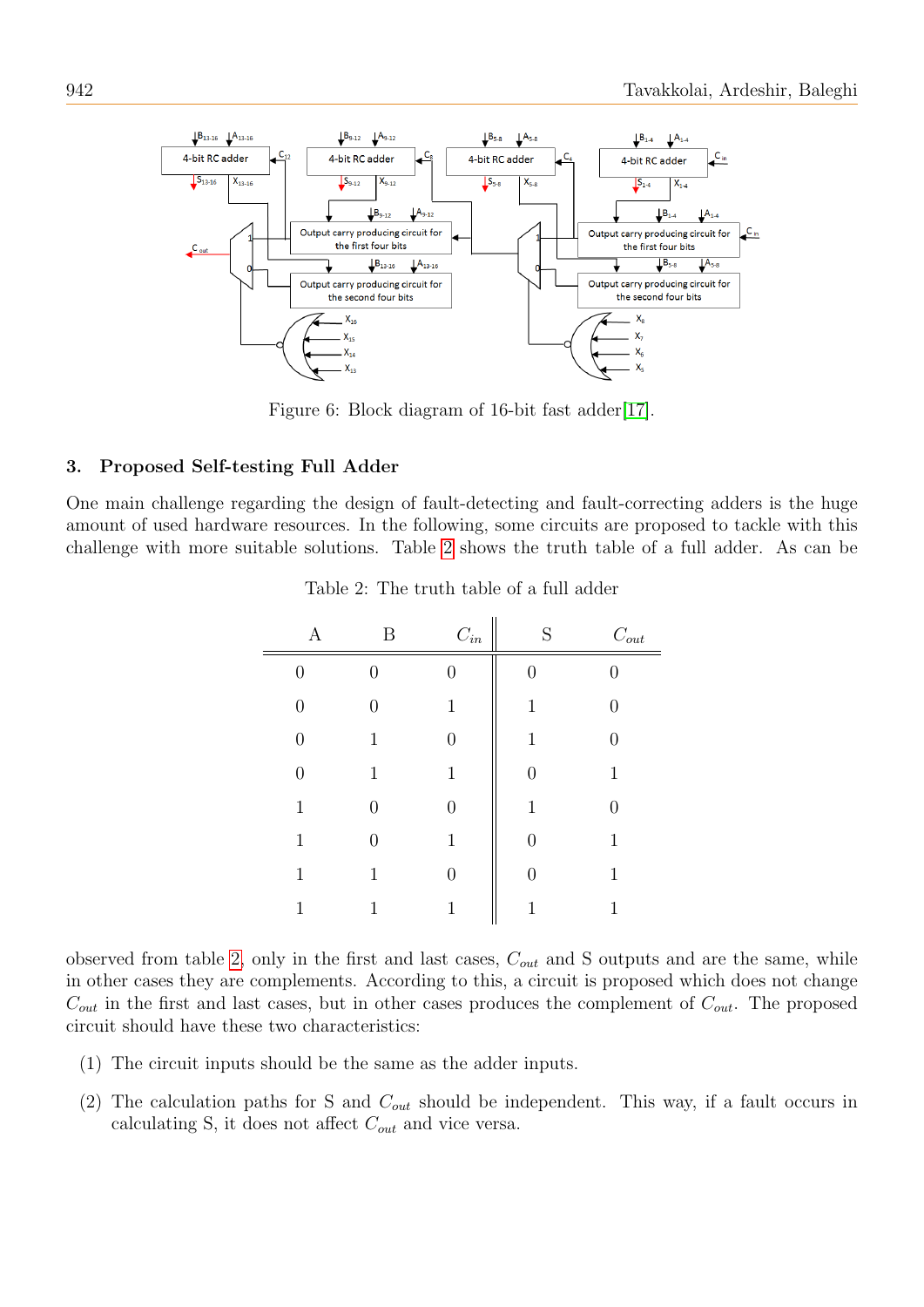Figure 6: Block diagram of 16-bit fast adder[17].

### 3. Proposed Self-testing Full Adder

One main challenge regarding the design of fault-detecting and fault-correcting adders is the huge amount of used hardware resources. In the following, some circuits are proposed to tackle with this challenge with more suitable solutions. Table 2 shows the truth table of a full adder. As can be observed from table 2, only in the first and last cases, $C_{out}$ and S outputs and are the same, while in other cases they are complements. According to this, a circuit is proposed which does not change $C_{out}$ in the first and last cases, but in other cases produces the complement of $C_{out}$. The proposed circuit should have these two characteristics:

Table 2: The truth table of a full adder

| A | B | $C_{in}$ | S | $C_{out}$ |
|---|---|---|---|---|
| 0 | 0 | 0 | 0 | 0 |
| 0 | 0 | 1 | 1 | 0 |
| 0 | 1 | 0 | 1 | 0 |
| 0 | 1 | 1 | 0 | 1 |
| 1 | 0 | 0 | 1 | 0 |
| 1 | 0 | 1 | 0 | 1 |
| 1 | 1 | 0 | 0 | 1 |
| 1 | 1 | 1 | 1 | 1 |

(1) The circuit inputs should be the same as the adder inputs.

(2) The calculation paths for S and $C_{out}$ should be independent. This way, if a fault occurs in calculating S, it does not affect $C_{out}$ and vice versa.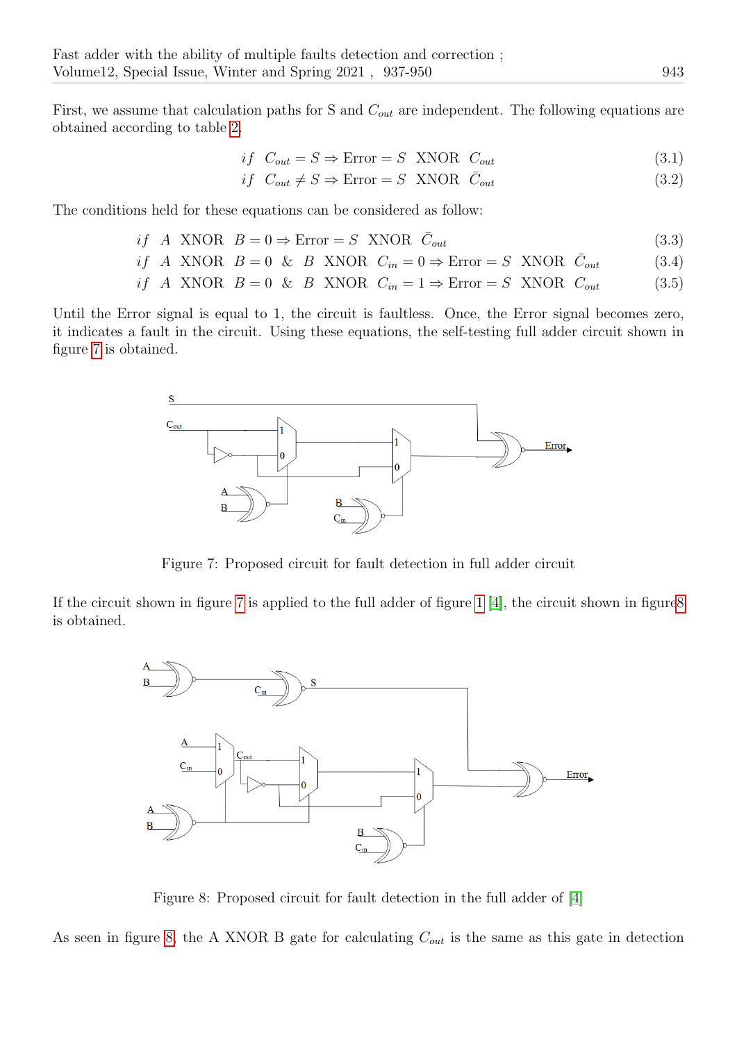First, we assume that calculation paths for S and $C_{out}$ are independent. The following equations are obtained according to table 2.

$$if \;\; C_{out} = S \Rightarrow \text{Error} = S \;\; \text{XNOR} \;\; C_{out} \tag{3.1}$$

$$if \;\; C_{out} \neq S \Rightarrow \text{Error} = S \;\; \text{XNOR} \;\; \bar{C}_{out} \tag{3.2}$$

The conditions held for these equations can be considered as follow:

$$if \;\; A \;\; \text{XNOR} \;\; B = 0 \Rightarrow \text{Error} = S \;\; \text{XNOR} \;\; \bar{C}_{out} \tag{3.3}$$

$$if \;\; A \;\; \text{XNOR} \;\; B = 0 \;\; \& \;\; B \;\; \text{XNOR} \;\; C_{in} = 0 \Rightarrow \text{Error} = S \;\; \text{XNOR} \;\; \bar{C}_{out} \tag{3.4}$$

$$if \;\; A \;\; \text{XNOR} \;\; B = 0 \;\; \& \;\; B \;\; \text{XNOR} \;\; C_{in} = 1 \Rightarrow \text{Error} = S \;\; \text{XNOR} \;\; C_{out} \tag{3.5}$$

Until the Error signal is equal to 1, the circuit is faultless. Once, the Error signal becomes zero, it indicates a fault in the circuit. Using these equations, the self-testing full adder circuit shown in figure 7 is obtained.

Figure 7: Proposed circuit for fault detection in full adder circuit

If the circuit shown in figure 7 is applied to the full adder of figure 1 [4], the circuit shown in figure 8 is obtained.

Figure 8: Proposed circuit for fault detection in the full adder of [4]

As seen in figure 8, the A XNOR B gate for calculating $C_{out}$ is the same as this gate in detection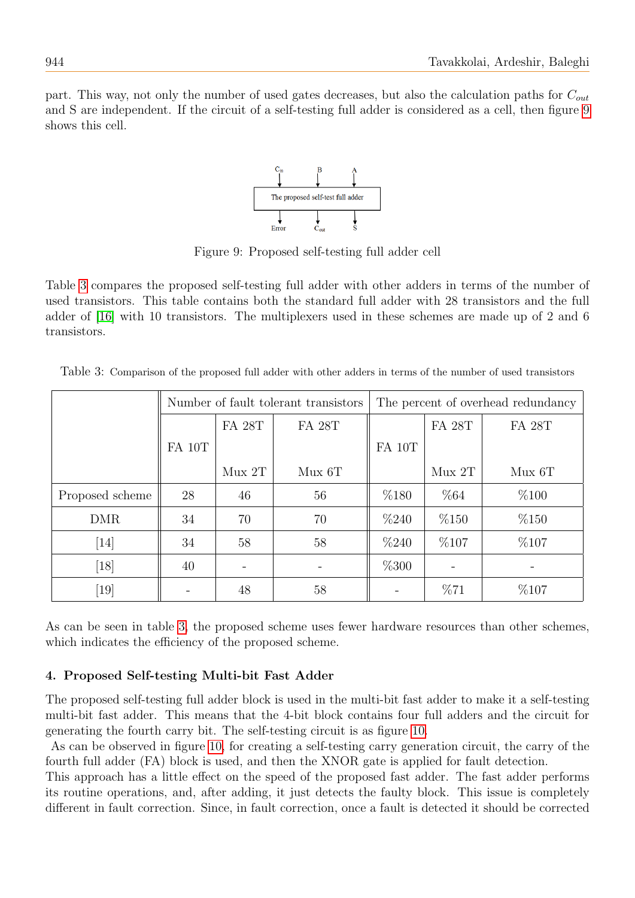part. This way, not only the number of used gates decreases, but also the calculation paths for $C_{out}$ and S are independent. If the circuit of a self-testing full adder is considered as a cell, then figure 9 shows this cell.

Figure 9: Proposed self-testing full adder cell

Table 3 compares the proposed self-testing full adder with other adders in terms of the number of used transistors. This table contains both the standard full adder with 28 transistors and the full adder of [16] with 10 transistors. The multiplexers used in these schemes are made up of 2 and 6 transistors.

Table 3: Comparison of the proposed full adder with other adders in terms of the number of used transistors

| | Number of fault tolerant transistors | | | The percent of overhead redundancy | | |
|---|---|---|---|---|---|---|
| | FA 10T | FA 28T Mux 2T | FA 28T Mux 6T | FA 10T | FA 28T Mux 2T | FA 28T Mux 6T |
| Proposed scheme | 28 | 46 | 56 | %180 | %64 | %100 |
| DMR | 34 | 70 | 70 | %240 | %150 | %150 |
| [14] | 34 | 58 | 58 | %240 | %107 | %107 |
| [18] | 40 | - | - | %300 | - | - |
| [19] | - | 48 | 58 | - | %71 | %107 |

As can be seen in table 3, the proposed scheme uses fewer hardware resources than other schemes, which indicates the efficiency of the proposed scheme.

### 4. Proposed Self-testing Multi-bit Fast Adder

The proposed self-testing full adder block is used in the multi-bit fast adder to make it a self-testing multi-bit fast adder. This means that the 4-bit block contains four full adders and the circuit for generating the fourth carry bit. The self-testing circuit is as figure 10.

As can be observed in figure 10, for creating a self-testing carry generation circuit, the carry of the fourth full adder (FA) block is used, and then the XNOR gate is applied for fault detection.
This approach has a little effect on the speed of the proposed fast adder. The fast adder performs its routine operations, and, after adding, it just detects the faulty block. This issue is completely different in fault correction. Since, in fault correction, once a fault is detected it should be corrected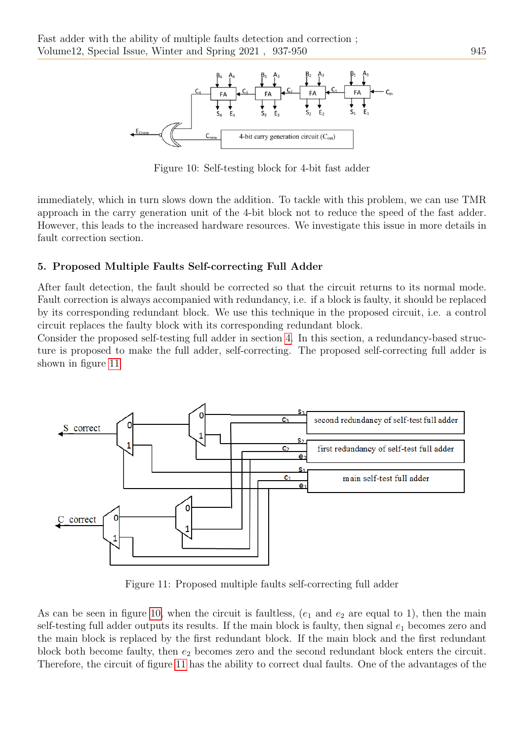Figure 10: Self-testing block for 4-bit fast adder

immediately, which in turn slows down the addition. To tackle with this problem, we can use TMR approach in the carry generation unit of the 4-bit block not to reduce the speed of the fast adder. However, this leads to the increased hardware resources. We investigate this issue in more details in fault correction section.

## 5. Proposed Multiple Faults Self-correcting Full Adder

After fault detection, the fault should be corrected so that the circuit returns to its normal mode. Fault correction is always accompanied with redundancy, i.e. if a block is faulty, it should be replaced by its corresponding redundant block. We use this technique in the proposed circuit, i.e. a control circuit replaces the faulty block with its corresponding redundant block.
Consider the proposed self-testing full adder in section 4. In this section, a redundancy-based structure is proposed to make the full adder, self-correcting. The proposed self-correcting full adder is shown in figure 11.

Figure 11: Proposed multiple faults self-correcting full adder

As can be seen in figure 10, when the circuit is faultless, ($e_1$ and $e_2$ are equal to 1), then the main self-testing full adder outputs its results. If the main block is faulty, then signal $e_1$ becomes zero and the main block is replaced by the first redundant block. If the main block and the first redundant block both become faulty, then $e_2$ becomes zero and the second redundant block enters the circuit. Therefore, the circuit of figure 11 has the ability to correct dual faults. One of the advantages of the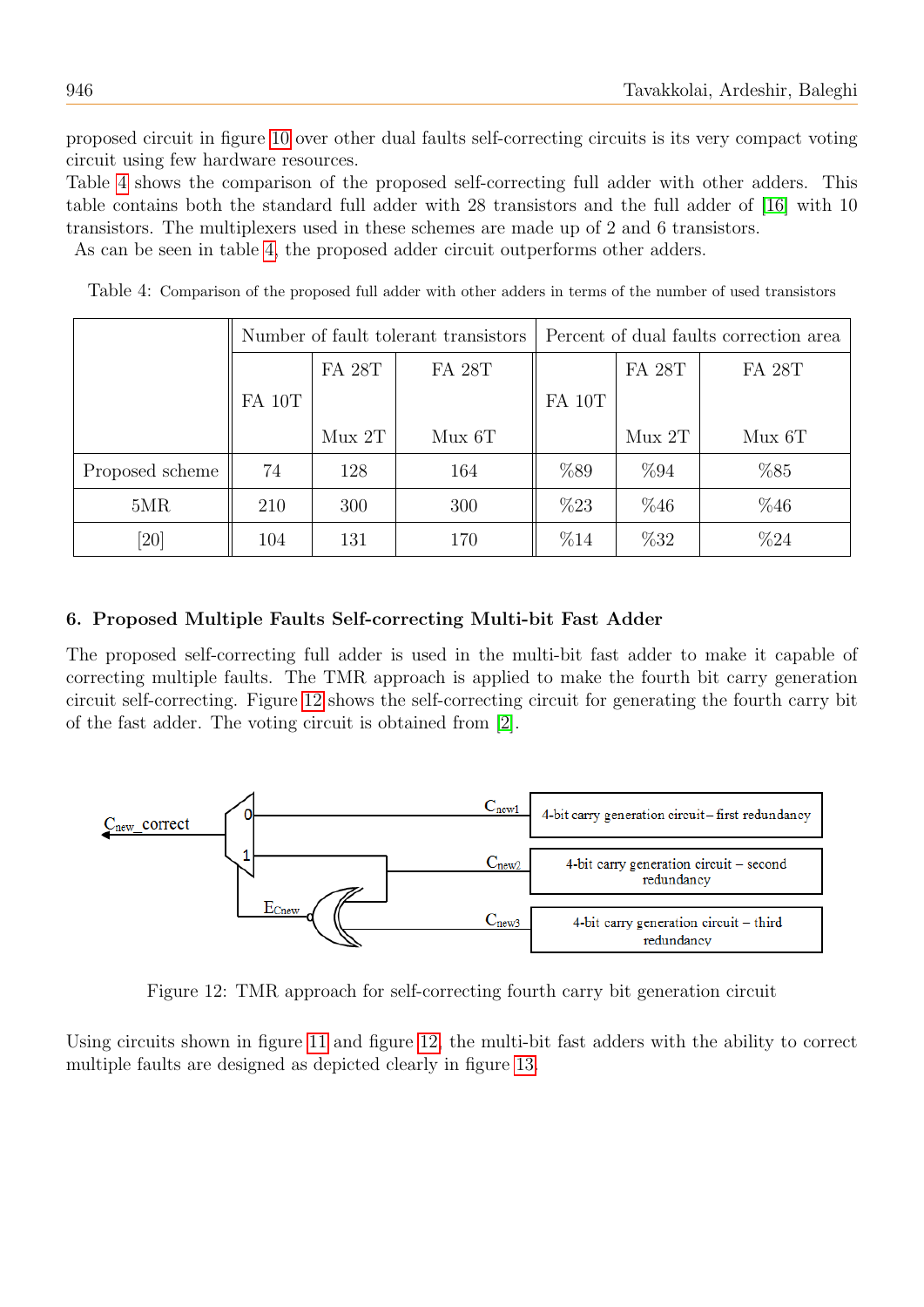proposed circuit in figure 10 over other dual faults self-correcting circuits is its very compact voting circuit using few hardware resources.
Table 4 shows the comparison of the proposed self-correcting full adder with other adders. This table contains both the standard full adder with 28 transistors and the full adder of [16] with 10 transistors. The multiplexers used in these schemes are made up of 2 and 6 transistors.
As can be seen in table 4, the proposed adder circuit outperforms other adders.

Table 4: Comparison of the proposed full adder with other adders in terms of the number of used transistors

| | Number of fault tolerant transistors | | | Percent of dual faults correction area | | |
|---|---|---|---|---|---|---|
| | FA 10T | FA 28T Mux 2T | FA 28T Mux 6T | FA 10T | FA 28T Mux 2T | FA 28T Mux 6T |
| Proposed scheme | 74 | 128 | 164 | %89 | %94 | %85 |
| 5MR | 210 | 300 | 300 | %23 | %46 | %46 |
| [20] | 104 | 131 | 170 | %14 | %32 | %24 |

## 6. Proposed Multiple Faults Self-correcting Multi-bit Fast Adder

The proposed self-correcting full adder is used in the multi-bit fast adder to make it capable of correcting multiple faults. The TMR approach is applied to make the fourth bit carry generation circuit self-correcting. Figure 12 shows the self-correcting circuit for generating the fourth carry bit of the fast adder. The voting circuit is obtained from [2].

Figure 12: TMR approach for self-correcting fourth carry bit generation circuit

Using circuits shown in figure 11 and figure 12, the multi-bit fast adders with the ability to correct multiple faults are designed as depicted clearly in figure 13.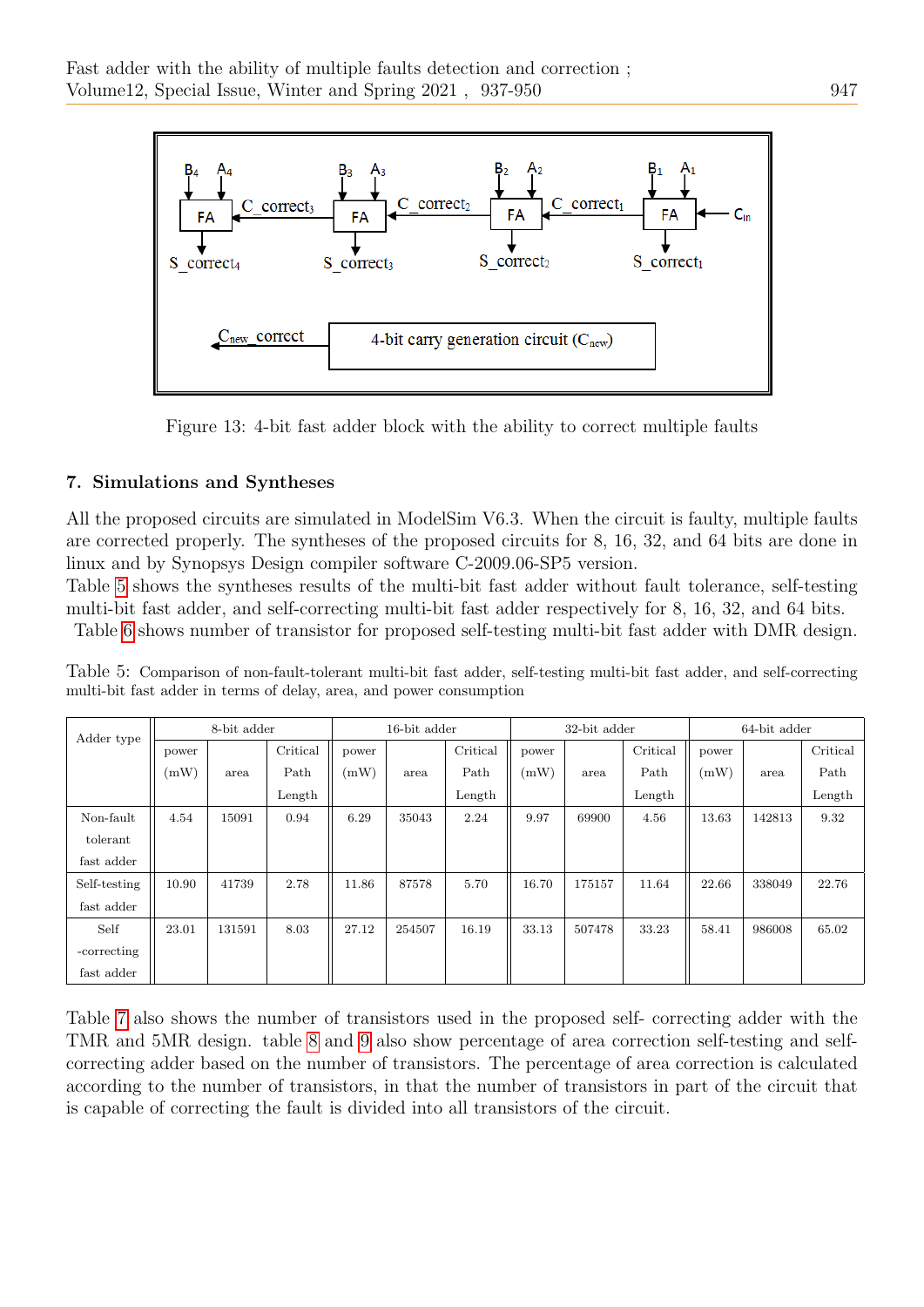Figure 13: 4-bit fast adder block with the ability to correct multiple faults

## 7. Simulations and Syntheses

All the proposed circuits are simulated in ModelSim V6.3. When the circuit is faulty, multiple faults are corrected properly. The syntheses of the proposed circuits for 8, 16, 32, and 64 bits are done in linux and by Synopsys Design compiler software C-2009.06-SP5 version.
Table 5 shows the syntheses results of the multi-bit fast adder without fault tolerance, self-testing multi-bit fast adder, and self-correcting multi-bit fast adder respectively for 8, 16, 32, and 64 bits.
Table 6 shows number of transistor for proposed self-testing multi-bit fast adder with DMR design.

Table 5: Comparison of non-fault-tolerant multi-bit fast adder, self-testing multi-bit fast adder, and self-correcting multi-bit fast adder in terms of delay, area, and power consumption

| Adder type | 8-bit adder | | | 16-bit adder | | | 32-bit adder | | | 64-bit adder | | |
|---|---|---|---|---|---|---|---|---|---|---|---|---|
| | power (mW) | area | Critical Path Length | power (mW) | area | Critical Path Length | power (mW) | area | Critical Path Length | power (mW) | area | Critical Path Length |
| Non-fault tolerant fast adder | 4.54 | 15091 | 0.94 | 6.29 | 35043 | 2.24 | 9.97 | 69900 | 4.56 | 13.63 | 142813 | 9.32 |
| Self-testing fast adder | 10.90 | 41739 | 2.78 | 11.86 | 87578 | 5.70 | 16.70 | 175157 | 11.64 | 22.66 | 338049 | 22.76 |
| Self -correcting fast adder | 23.01 | 131591 | 8.03 | 27.12 | 254507 | 16.19 | 33.13 | 507478 | 33.23 | 58.41 | 986008 | 65.02 |

Table 7 also shows the number of transistors used in the proposed self- correcting adder with the TMR and 5MR design. table 8 and 9 also show percentage of area correction self-testing and self-correcting adder based on the number of transistors. The percentage of area correction is calculated according to the number of transistors, in that the number of transistors in part of the circuit that is capable of correcting the fault is divided into all transistors of the circuit.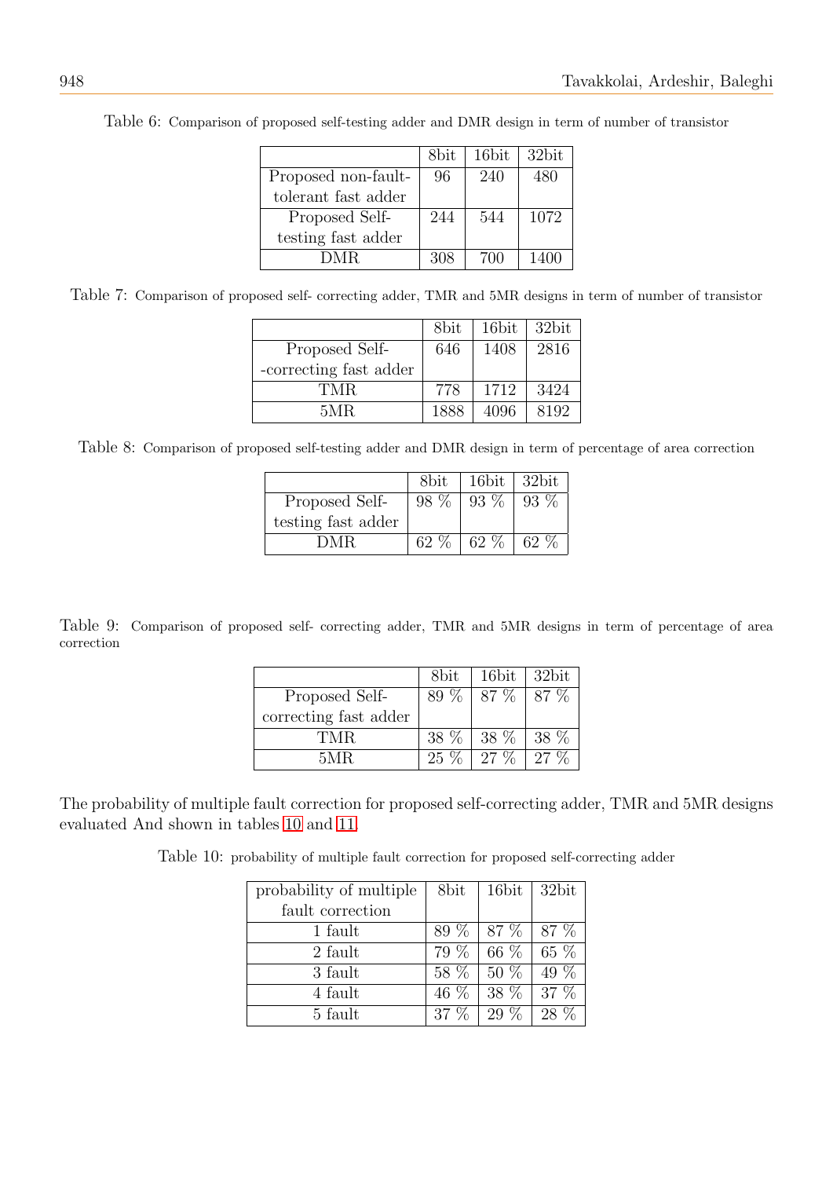Table 6: Comparison of proposed self-testing adder and DMR design in term of number of transistor

| | 8bit | 16bit | 32bit |
|---|---|---|---|
| Proposed non-fault-tolerant fast adder | 96 | 240 | 480 |
| Proposed Self-testing fast adder | 244 | 544 | 1072 |
| DMR | 308 | 700 | 1400 |

Table 7: Comparison of proposed self- correcting adder, TMR and 5MR designs in term of number of transistor

| | 8bit | 16bit | 32bit |
|---|---|---|---|
| Proposed Self--correcting fast adder | 646 | 1408 | 2816 |
| TMR | 778 | 1712 | 3424 |
| 5MR | 1888 | 4096 | 8192 |

Table 8: Comparison of proposed self-testing adder and DMR design in term of percentage of area correction

| | 8bit | 16bit | 32bit |
|---|---|---|---|
| Proposed Self-testing fast adder | 98 % | 93 % | 93 % |
| DMR | 62 % | 62 % | 62 % |

Table 9: Comparison of proposed self- correcting adder, TMR and 5MR designs in term of percentage of area correction

| | 8bit | 16bit | 32bit |
|---|---|---|---|
| Proposed Self-correcting fast adder | 89 % | 87 % | 87 % |
| TMR | 38 % | 38 % | 38 % |
| 5MR | 25 % | 27 % | 27 % |

The probability of multiple fault correction for proposed self-correcting adder, TMR and 5MR designs evaluated And shown in tables 10 and 11.

Table 10: probability of multiple fault correction for proposed self-correcting adder

| probability of multiple fault correction | 8bit | 16bit | 32bit |
|---|---|---|---|
| 1 fault | 89 % | 87 % | 87 % |
| 2 fault | 79 % | 66 % | 65 % |
| 3 fault | 58 % | 50 % | 49 % |
| 4 fault | 46 % | 38 % | 37 % |
| 5 fault | 37 % | 29 % | 28 % |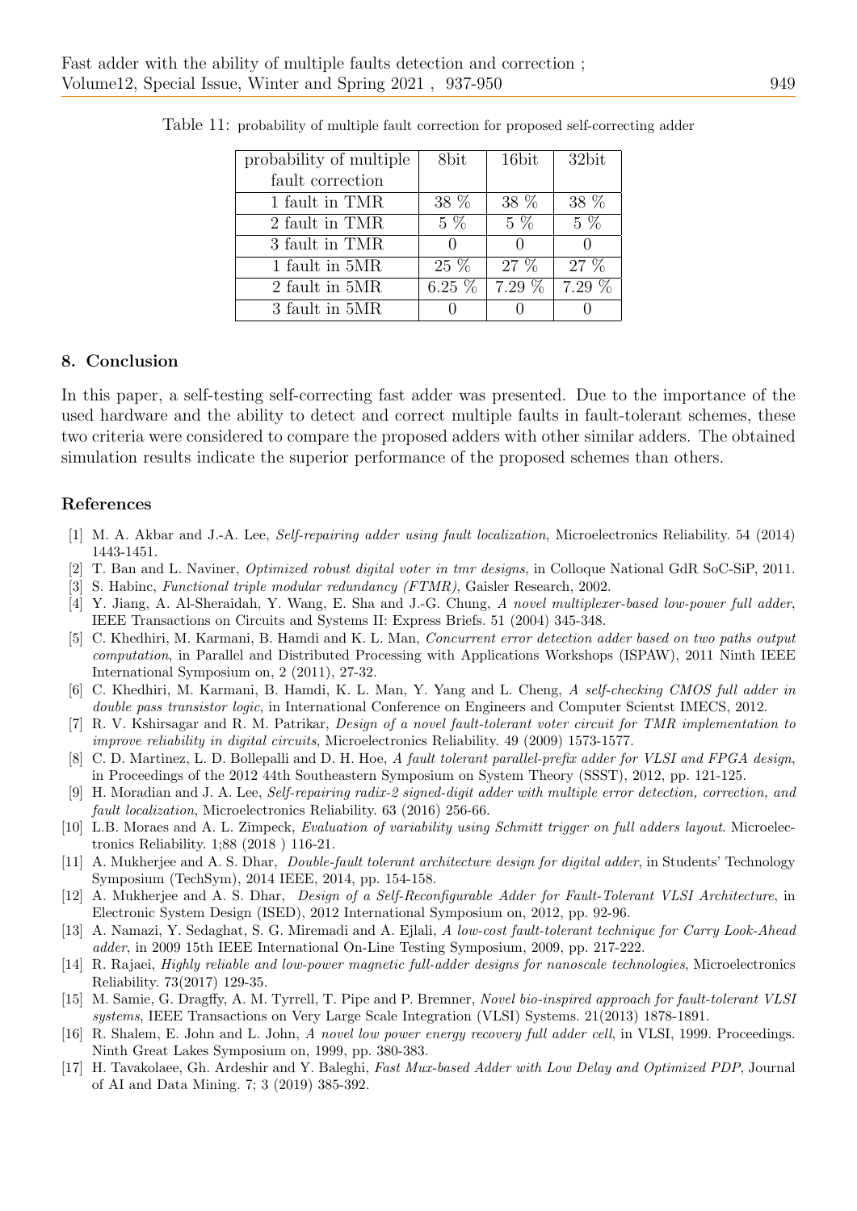Table 11: probability of multiple fault correction for proposed self-correcting adder

| probability of multiple fault correction | 8bit | 16bit | 32bit |
|---|---|---|---|
| 1 fault in TMR | 38 % | 38 % | 38 % |
| 2 fault in TMR | 5 % | 5 % | 5 % |
| 3 fault in TMR | 0 | 0 | 0 |
| 1 fault in 5MR | 25 % | 27 % | 27 % |
| 2 fault in 5MR | 6.25 % | 7.29 % | 7.29 % |
| 3 fault in 5MR | 0 | 0 | 0 |

## 8. Conclusion

In this paper, a self-testing self-correcting fast adder was presented. Due to the importance of the used hardware and the ability to detect and correct multiple faults in fault-tolerant schemes, these two criteria were considered to compare the proposed adders with other similar adders. The obtained simulation results indicate the superior performance of the proposed schemes than others.

## References

[1] M. A. Akbar and J.-A. Lee, *Self-repairing adder using fault localization*, Microelectronics Reliability. 54 (2014) 1443-1451.

[2] T. Ban and L. Naviner, *Optimized robust digital voter in tmr designs*, in Colloque National GdR SoC-SiP, 2011.

[3] S. Habinc, *Functional triple modular redundancy (FTMR)*, Gaisler Research, 2002.

[4] Y. Jiang, A. Al-Sheraidah, Y. Wang, E. Sha and J.-G. Chung, *A novel multiplexer-based low-power full adder*, IEEE Transactions on Circuits and Systems II: Express Briefs. 51 (2004) 345-348.

[5] C. Khedhiri, M. Karmani, B. Hamdi and K. L. Man, *Concurrent error detection adder based on two paths output computation*, in Parallel and Distributed Processing with Applications Workshops (ISPAW), 2011 Ninth IEEE International Symposium on, 2 (2011), 27-32.

[6] C. Khedhiri, M. Karmani, B. Hamdi, K. L. Man, Y. Yang and L. Cheng, *A self-checking CMOS full adder in double pass transistor logic*, in International Conference on Engineers and Computer Scientst IMECS, 2012.

[7] R. V. Kshirsagar and R. M. Patrikar, *Design of a novel fault-tolerant voter circuit for TMR implementation to improve reliability in digital circuits*, Microelectronics Reliability. 49 (2009) 1573-1577.

[8] C. D. Martinez, L. D. Bollepalli and D. H. Hoe, *A fault tolerant parallel-prefix adder for VLSI and FPGA design*, in Proceedings of the 2012 44th Southeastern Symposium on System Theory (SSST), 2012, pp. 121-125.

[9] H. Moradian and J. A. Lee, *Self-repairing radix-2 signed-digit adder with multiple error detection, correction, and fault localization*, Microelectronics Reliability. 63 (2016) 256-66.

[10] L.B. Moraes and A. L. Zimpeck, *Evaluation of variability using Schmitt trigger on full adders layout*. Microelectronics Reliability. 1;88 (2018 ) 116-21.

[11] A. Mukherjee and A. S. Dhar, *Double-fault tolerant architecture design for digital adder*, in Students' Technology Symposium (TechSym), 2014 IEEE, 2014, pp. 154-158.

[12] A. Mukherjee and A. S. Dhar, *Design of a Self-Reconfigurable Adder for Fault-Tolerant VLSI Architecture*, in Electronic System Design (ISED), 2012 International Symposium on, 2012, pp. 92-96.

[13] A. Namazi, Y. Sedaghat, S. G. Miremadi and A. Ejlali, *A low-cost fault-tolerant technique for Carry Look-Ahead adder*, in 2009 15th IEEE International On-Line Testing Symposium, 2009, pp. 217-222.

[14] R. Rajaei, *Highly reliable and low-power magnetic full-adder designs for nanoscale technologies*, Microelectronics Reliability. 73(2017) 129-35.

[15] M. Samie, G. Dragffy, A. M. Tyrrell, T. Pipe and P. Bremner, *Novel bio-inspired approach for fault-tolerant VLSI systems*, IEEE Transactions on Very Large Scale Integration (VLSI) Systems. 21(2013) 1878-1891.

[16] R. Shalem, E. John and L. John, *A novel low power energy recovery full adder cell*, in VLSI, 1999. Proceedings. Ninth Great Lakes Symposium on, 1999, pp. 380-383.

[17] H. Tavakolaee, Gh. Ardeshir and Y. Baleghi, *Fast Mux-based Adder with Low Delay and Optimized PDP*, Journal of AI and Data Mining. 7; 3 (2019) 385-392.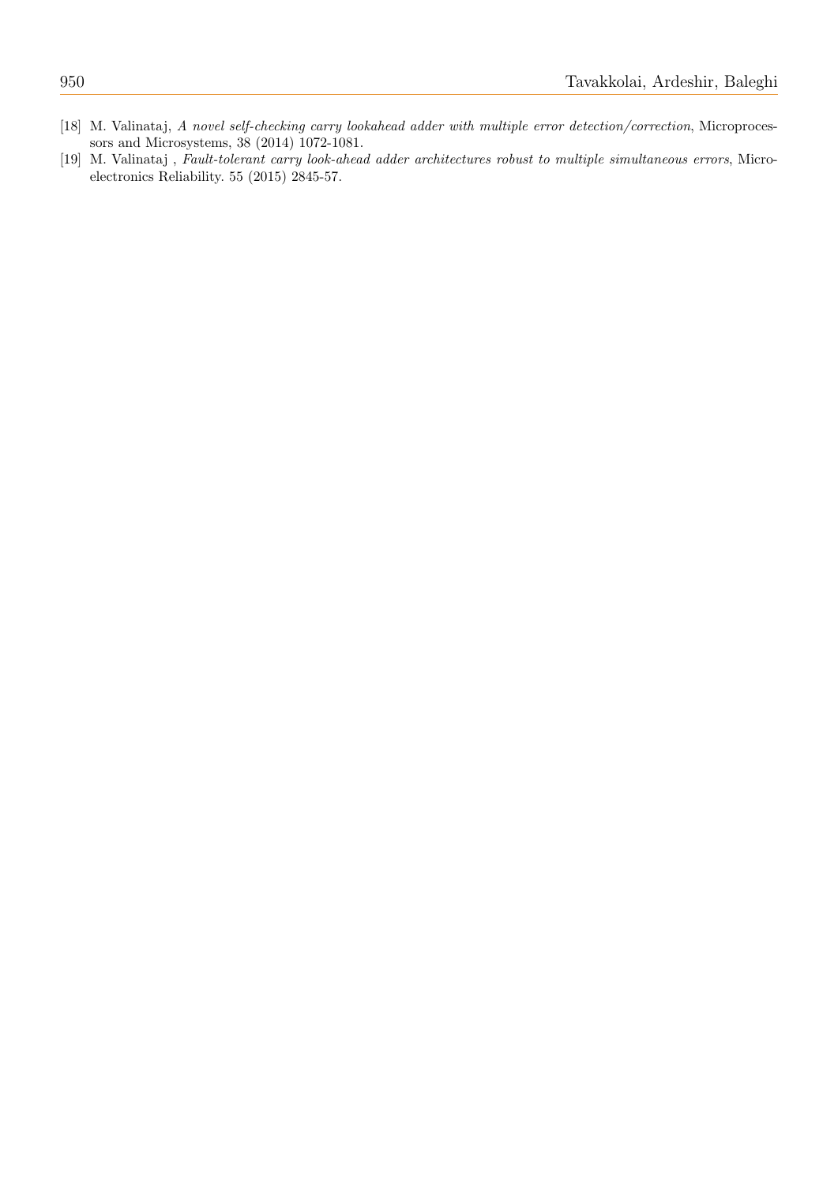[18] M. Valinataj, *A novel self-checking carry lookahead adder with multiple error detection/correction*, Microprocessors and Microsystems, 38 (2014) 1072-1081.

[19] M. Valinataj , *Fault-tolerant carry look-ahead adder architectures robust to multiple simultaneous errors*, Microelectronics Reliability. 55 (2015) 2845-57.